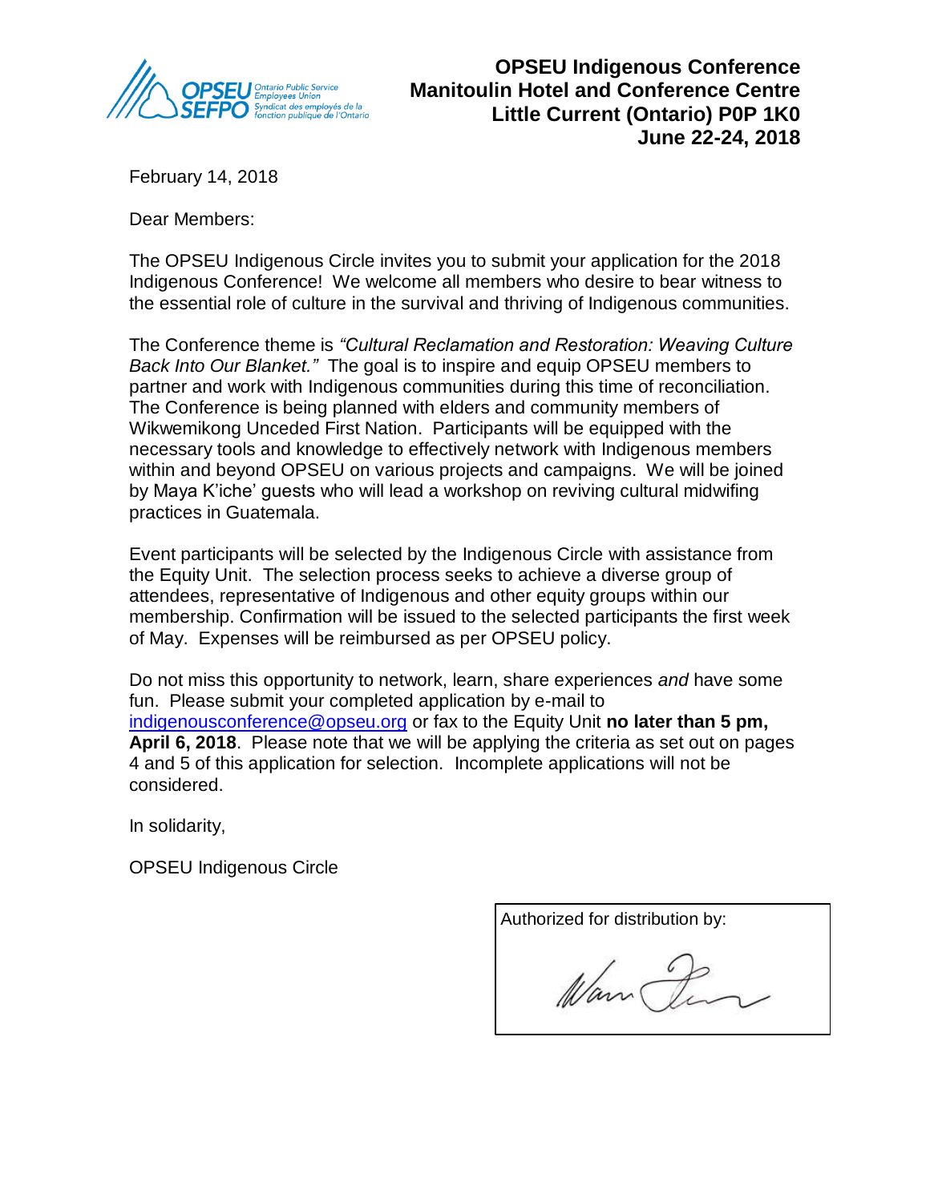OPSEU SEFPO Ontario Public Service Employees Union Syndicat des employés de la fonction publique de l'Ontario

**OPSEU Indigenous Conference**
**Manitoulin Hotel and Conference Centre**
**Little Current (Ontario) P0P 1K0**
**June 22-24, 2018**

February 14, 2018

Dear Members:

The OPSEU Indigenous Circle invites you to submit your application for the 2018 Indigenous Conference! We welcome all members who desire to bear witness to the essential role of culture in the survival and thriving of Indigenous communities.

The Conference theme is *"Cultural Reclamation and Restoration: Weaving Culture Back Into Our Blanket."* The goal is to inspire and equip OPSEU members to partner and work with Indigenous communities during this time of reconciliation. The Conference is being planned with elders and community members of Wikwemikong Unceded First Nation. Participants will be equipped with the necessary tools and knowledge to effectively network with Indigenous members within and beyond OPSEU on various projects and campaigns. We will be joined by Maya K'iche' guests who will lead a workshop on reviving cultural midwifing practices in Guatemala.

Event participants will be selected by the Indigenous Circle with assistance from the Equity Unit. The selection process seeks to achieve a diverse group of attendees, representative of Indigenous and other equity groups within our membership. Confirmation will be issued to the selected participants the first week of May. Expenses will be reimbursed as per OPSEU policy.

Do not miss this opportunity to network, learn, share experiences *and* have some fun. Please submit your completed application by e-mail to indigenousconference@opseu.org or fax to the Equity Unit **no later than 5 pm, April 6, 2018**. Please note that we will be applying the criteria as set out on pages 4 and 5 of this application for selection. Incomplete applications will not be considered.

In solidarity,

OPSEU Indigenous Circle

Authorized for distribution by: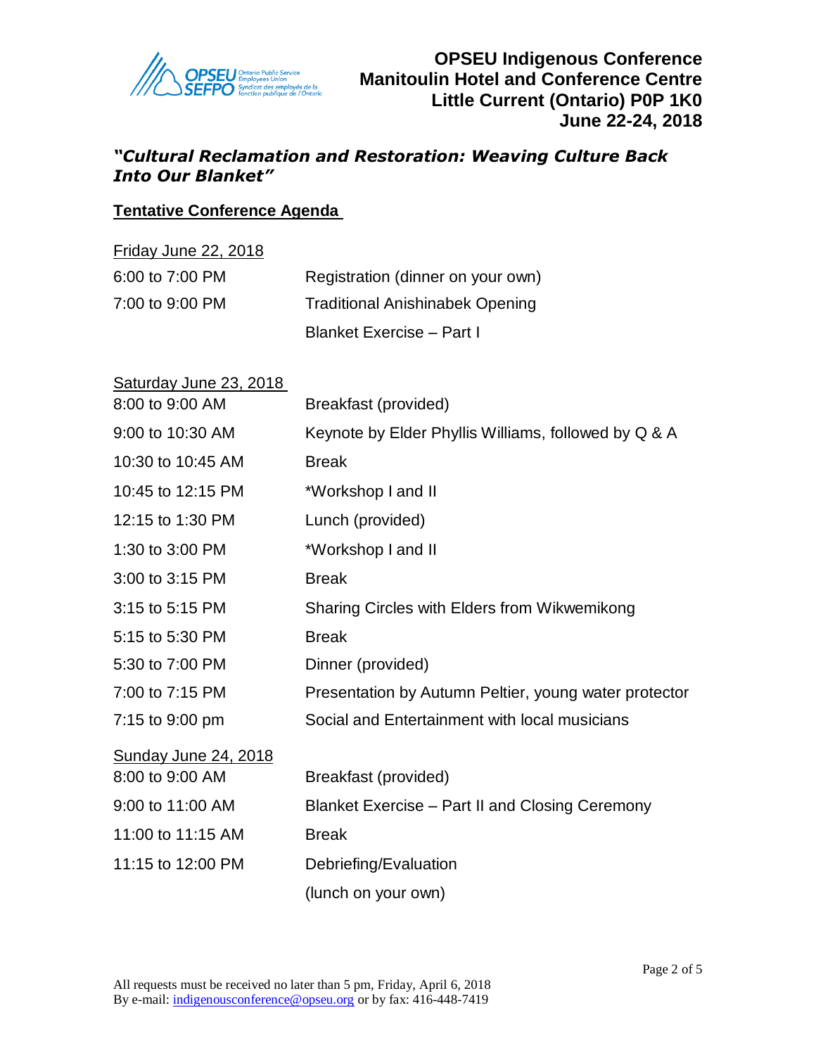**OPSEU Indigenous Conference**
**Manitoulin Hotel and Conference Centre**
**Little Current (Ontario) P0P 1K0**
**June 22-24, 2018**

## *"Cultural Reclamation and Restoration: Weaving Culture Back Into Our Blanket"*

### Tentative Conference Agenda

**Friday June 22, 2018**

| | |
|---|---|
| 6:00 to 7:00 PM | Registration (dinner on your own) |
| 7:00 to 9:00 PM | Traditional Anishinabek Opening |
| | Blanket Exercise – Part I |

**Saturday June 23, 2018**

| | |
|---|---|
| 8:00 to 9:00 AM | Breakfast (provided) |
| 9:00 to 10:30 AM | Keynote by Elder Phyllis Williams, followed by Q & A |
| 10:30 to 10:45 AM | Break |
| 10:45 to 12:15 PM | *Workshop I and II |
| 12:15 to 1:30 PM | Lunch (provided) |
| 1:30 to 3:00 PM | *Workshop I and II |
| 3:00 to 3:15 PM | Break |
| 3:15 to 5:15 PM | Sharing Circles with Elders from Wikwemikong |
| 5:15 to 5:30 PM | Break |
| 5:30 to 7:00 PM | Dinner (provided) |
| 7:00 to 7:15 PM | Presentation by Autumn Peltier, young water protector |
| 7:15 to 9:00 pm | Social and Entertainment with local musicians |

**Sunday June 24, 2018**

| | |
|---|---|
| 8:00 to 9:00 AM | Breakfast (provided) |
| 9:00 to 11:00 AM | Blanket Exercise – Part II and Closing Ceremony |
| 11:00 to 11:15 AM | Break |
| 11:15 to 12:00 PM | Debriefing/Evaluation |
| | (lunch on your own) |

All requests must be received no later than 5 pm, Friday, April 6, 2018
By e-mail: indigenousconference@opseu.org or by fax: 416-448-7419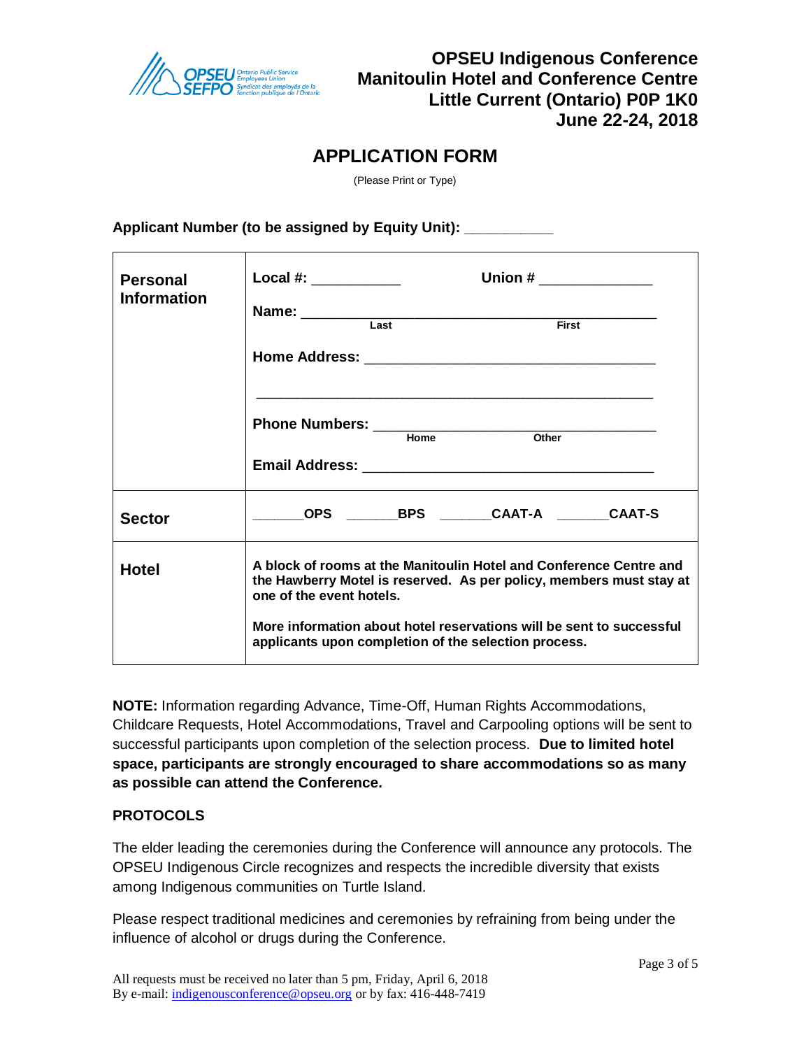**OPSEU Indigenous Conference**
**Manitoulin Hotel and Conference Centre**
**Little Current (Ontario) P0P 1K0**
**June 22-24, 2018**

# APPLICATION FORM

(Please Print or Type)

**Applicant Number (to be assigned by Equity Unit): ___________**

| | |
|---|---|
| **Personal Information** | **Local #:** ___________ **Union #** ______________<br><br>**Name:** ______________________________________________<br>Last First<br><br>**Home Address:** ____________________________________<br>____________________________________________________<br><br>**Phone Numbers:** ____________________________________<br>Home Other<br><br>**Email Address:** ____________________________________ |
| **Sector** | _______**OPS** _______**BPS** _______**CAAT-A** _______**CAAT-S** |
| **Hotel** | **A block of rooms at the Manitoulin Hotel and Conference Centre and the Hawberry Motel is reserved. As per policy, members must stay at one of the event hotels.**<br><br>**More information about hotel reservations will be sent to successful applicants upon completion of the selection process.** |

**NOTE:** Information regarding Advance, Time-Off, Human Rights Accommodations, Childcare Requests, Hotel Accommodations, Travel and Carpooling options will be sent to successful participants upon completion of the selection process. **Due to limited hotel space, participants are strongly encouraged to share accommodations so as many as possible can attend the Conference.**

**PROTOCOLS**

The elder leading the ceremonies during the Conference will announce any protocols. The OPSEU Indigenous Circle recognizes and respects the incredible diversity that exists among Indigenous communities on Turtle Island.

Please respect traditional medicines and ceremonies by refraining from being under the influence of alcohol or drugs during the Conference.

All requests must be received no later than 5 pm, Friday, April 6, 2018
By e-mail: indigenousconference@opseu.org or by fax: 416-448-7419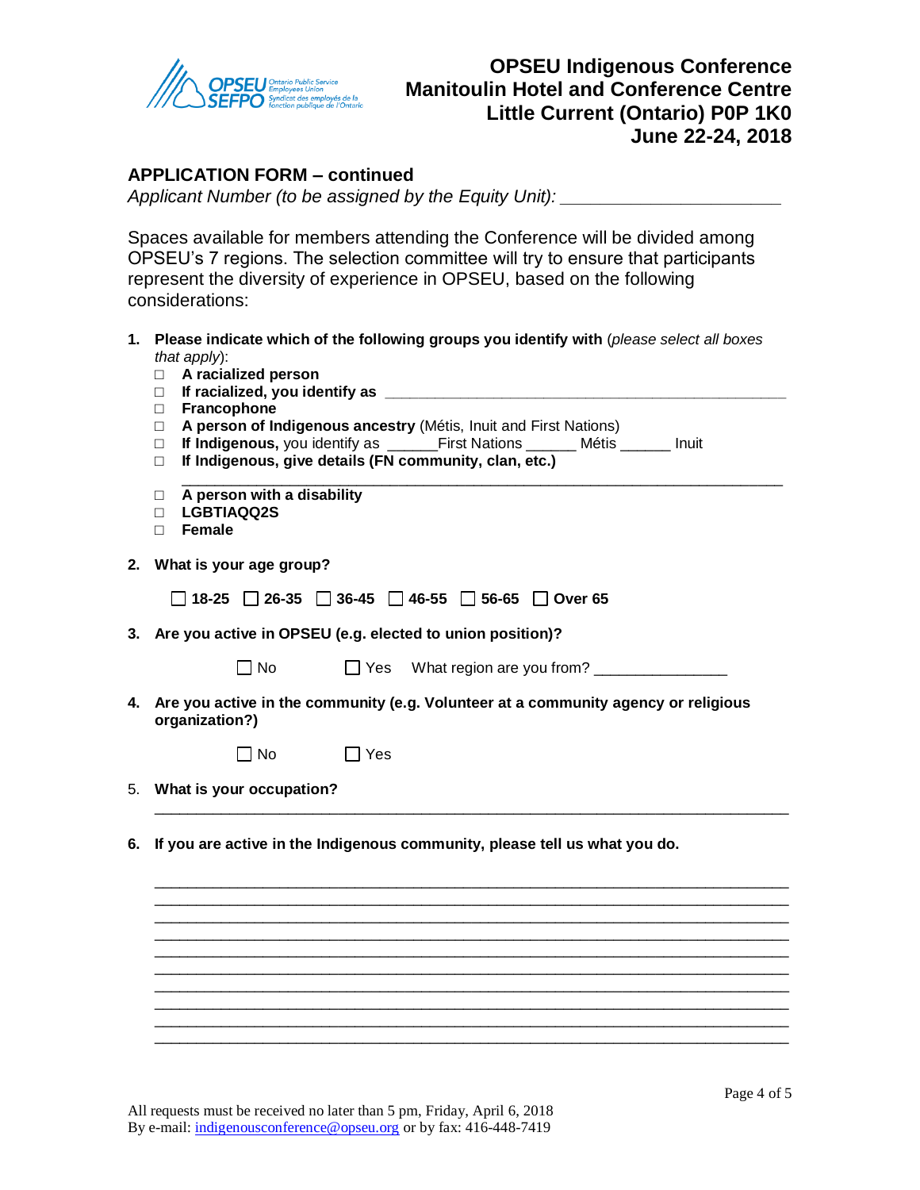OPSEU SEFPO Ontario Public Service Employees Union Syndicat des employés de la fonction publique de l'Ontario

# OPSEU Indigenous Conference
## Manitoulin Hotel and Conference Centre
## Little Current (Ontario) P0P 1K0
## June 22-24, 2018

### APPLICATION FORM – continued

*Applicant Number (to be assigned by the Equity Unit):* ______________________

Spaces available for members attending the Conference will be divided among OPSEU's 7 regions. The selection committee will try to ensure that participants represent the diversity of experience in OPSEU, based on the following considerations:

1. **Please indicate which of the following groups you identify with** (*please select all boxes that apply*):
   - ☐ **A racialized person**
   - ☐ **If racialized, you identify as** ______________________________________________
   - ☐ **Francophone**
   - ☐ **A person of Indigenous ancestry** (Métis, Inuit and First Nations)
   - ☐ **If Indigenous,** you identify as ______First Nations ______ Métis ______ Inuit
   - ☐ **If Indigenous, give details (FN community, clan, etc.)**
     ______________________________________________________________________
   - ☐ **A person with a disability**
   - ☐ **LGBTIAQQ2S**
   - ☐ **Female**

2. **What is your age group?**

   ☐ **18-25** ☐ **26-35** ☐ **36-45** ☐ **46-55** ☐ **56-65** ☐ **Over 65**

3. **Are you active in OPSEU (e.g. elected to union position)?**

   ☐ No ☐ Yes What region are you from? _______________

4. **Are you active in the community (e.g. Volunteer at a community agency or religious organization?)**

   ☐ No ☐ Yes

5. **What is your occupation?**

   ______________________________________________________________________

6. **If you are active in the Indigenous community, please tell us what you do.**

   ______________________________________________________________________
   ______________________________________________________________________
   ______________________________________________________________________
   ______________________________________________________________________
   ______________________________________________________________________
   ______________________________________________________________________
   ______________________________________________________________________
   ______________________________________________________________________
   ______________________________________________________________________
   ______________________________________________________________________

All requests must be received no later than 5 pm, Friday, April 6, 2018
By e-mail: indigenousconference@opseu.org or by fax: 416-448-7419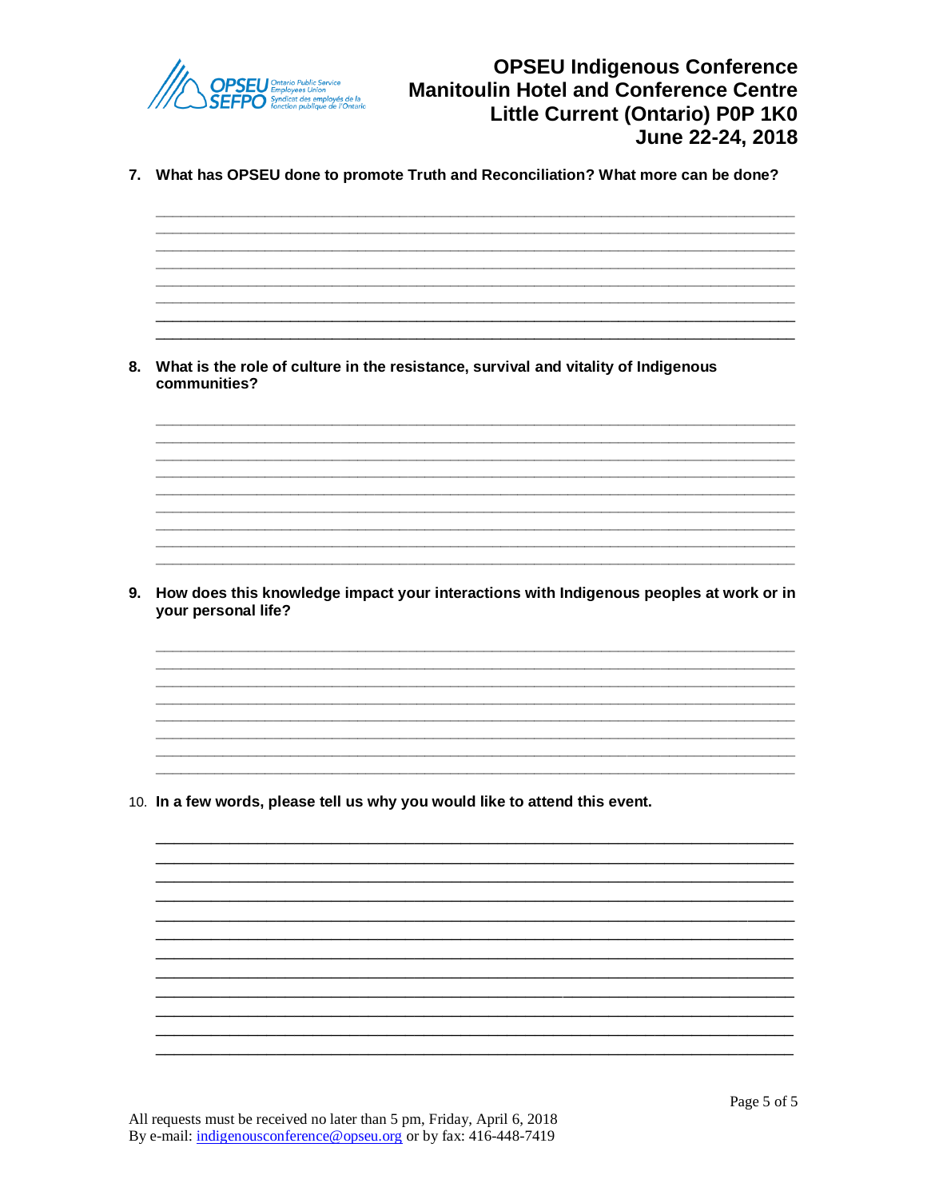**OPSEU Indigenous Conference**
**Manitoulin Hotel and Conference Centre**
**Little Current (Ontario) P0P 1K0**
**June 22-24, 2018**

7. **What has OPSEU done to promote Truth and Reconciliation? What more can be done?**

________________________________________________________________________________
________________________________________________________________________________
________________________________________________________________________________
________________________________________________________________________________
________________________________________________________________________________
________________________________________________________________________________
________________________________________________________________________________
________________________________________________________________________________

8. **What is the role of culture in the resistance, survival and vitality of Indigenous communities?**

________________________________________________________________________________
________________________________________________________________________________
________________________________________________________________________________
________________________________________________________________________________
________________________________________________________________________________
________________________________________________________________________________
________________________________________________________________________________
________________________________________________________________________________
________________________________________________________________________________

9. **How does this knowledge impact your interactions with Indigenous peoples at work or in your personal life?**

________________________________________________________________________________
________________________________________________________________________________
________________________________________________________________________________
________________________________________________________________________________
________________________________________________________________________________
________________________________________________________________________________
________________________________________________________________________________
________________________________________________________________________________

10. **In a few words, please tell us why you would like to attend this event.**

________________________________________________________________________________
________________________________________________________________________________
________________________________________________________________________________
________________________________________________________________________________
________________________________________________________________________________
________________________________________________________________________________
________________________________________________________________________________
________________________________________________________________________________
________________________________________________________________________________
________________________________________________________________________________
________________________________________________________________________________
________________________________________________________________________________

All requests must be received no later than 5 pm, Friday, April 6, 2018
By e-mail: indigenousconference@opseu.org or by fax: 416-448-7419